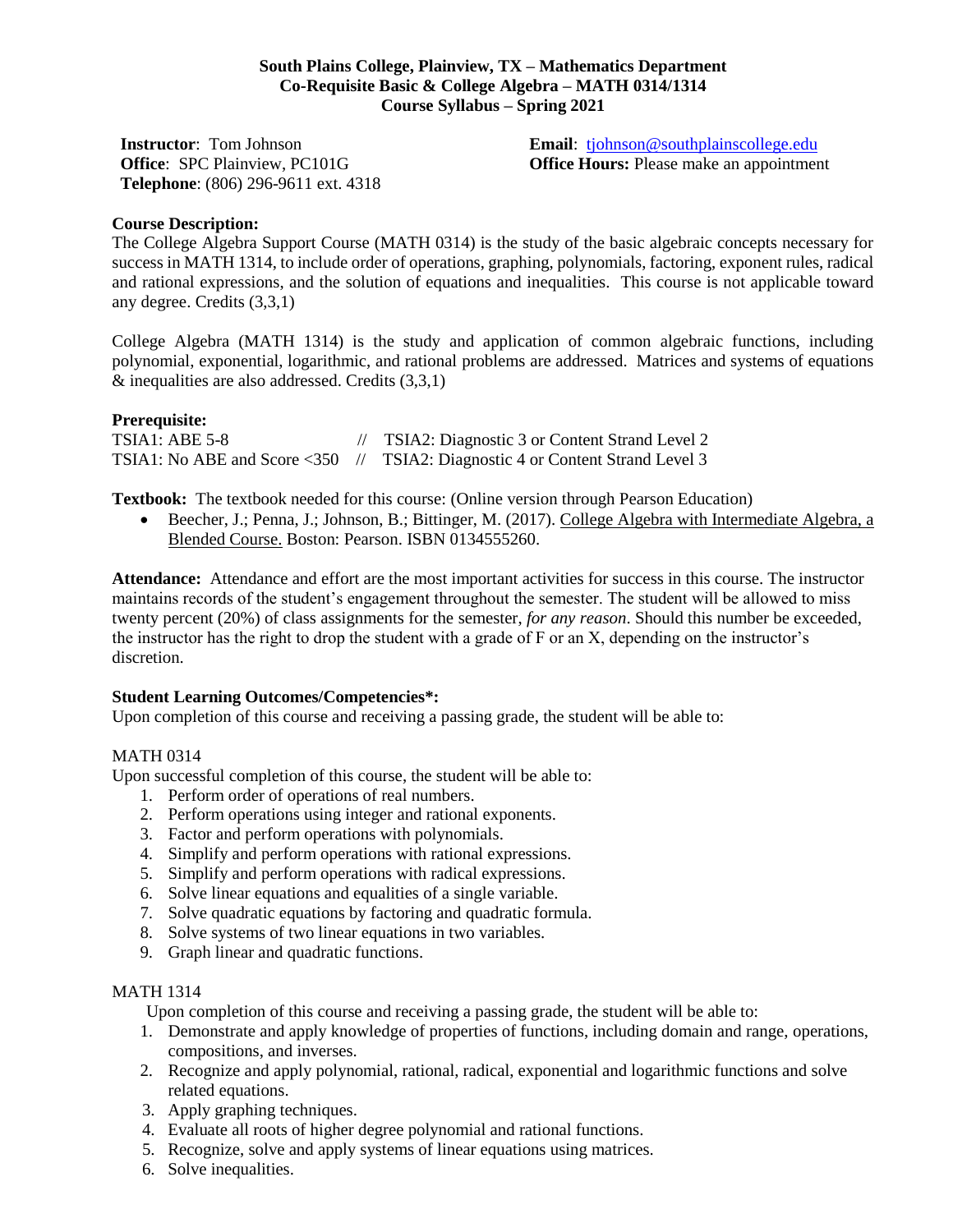**South Plains College, Plainview, TX – Mathematics Department**
**Co-Requisite Basic & College Algebra – MATH 0314/1314**
**Course Syllabus – Spring 2021**

**Instructor**: Tom Johnson
**Office**: SPC Plainview, PC101G
**Telephone**: (806) 296-9611 ext. 4318

**Email**: tjohnson@southplainscollege.edu
**Office Hours:** Please make an appointment

**Course Description:**
The College Algebra Support Course (MATH 0314) is the study of the basic algebraic concepts necessary for success in MATH 1314, to include order of operations, graphing, polynomials, factoring, exponent rules, radical and rational expressions, and the solution of equations and inequalities. This course is not applicable toward any degree. Credits (3,3,1)

College Algebra (MATH 1314) is the study and application of common algebraic functions, including polynomial, exponential, logarithmic, and rational problems are addressed. Matrices and systems of equations & inequalities are also addressed. Credits (3,3,1)

**Prerequisite:**
TSIA1: ABE 5-8 // TSIA2: Diagnostic 3 or Content Strand Level 2
TSIA1: No ABE and Score <350 // TSIA2: Diagnostic 4 or Content Strand Level 3

**Textbook:** The textbook needed for this course: (Online version through Pearson Education)

- Beecher, J.; Penna, J.; Johnson, B.; Bittinger, M. (2017). College Algebra with Intermediate Algebra, a Blended Course. Boston: Pearson. ISBN 0134555260.

**Attendance:** Attendance and effort are the most important activities for success in this course. The instructor maintains records of the student's engagement throughout the semester. The student will be allowed to miss twenty percent (20%) of class assignments for the semester, *for any reason*. Should this number be exceeded, the instructor has the right to drop the student with a grade of F or an X, depending on the instructor's discretion.

**Student Learning Outcomes/Competencies*:**
Upon completion of this course and receiving a passing grade, the student will be able to:

MATH 0314
Upon successful completion of this course, the student will be able to:

1. Perform order of operations of real numbers.
2. Perform operations using integer and rational exponents.
3. Factor and perform operations with polynomials.
4. Simplify and perform operations with rational expressions.
5. Simplify and perform operations with radical expressions.
6. Solve linear equations and equalities of a single variable.
7. Solve quadratic equations by factoring and quadratic formula.
8. Solve systems of two linear equations in two variables.
9. Graph linear and quadratic functions.

MATH 1314
Upon completion of this course and receiving a passing grade, the student will be able to:

1. Demonstrate and apply knowledge of properties of functions, including domain and range, operations, compositions, and inverses.
2. Recognize and apply polynomial, rational, radical, exponential and logarithmic functions and solve related equations.
3. Apply graphing techniques.
4. Evaluate all roots of higher degree polynomial and rational functions.
5. Recognize, solve and apply systems of linear equations using matrices.
6. Solve inequalities.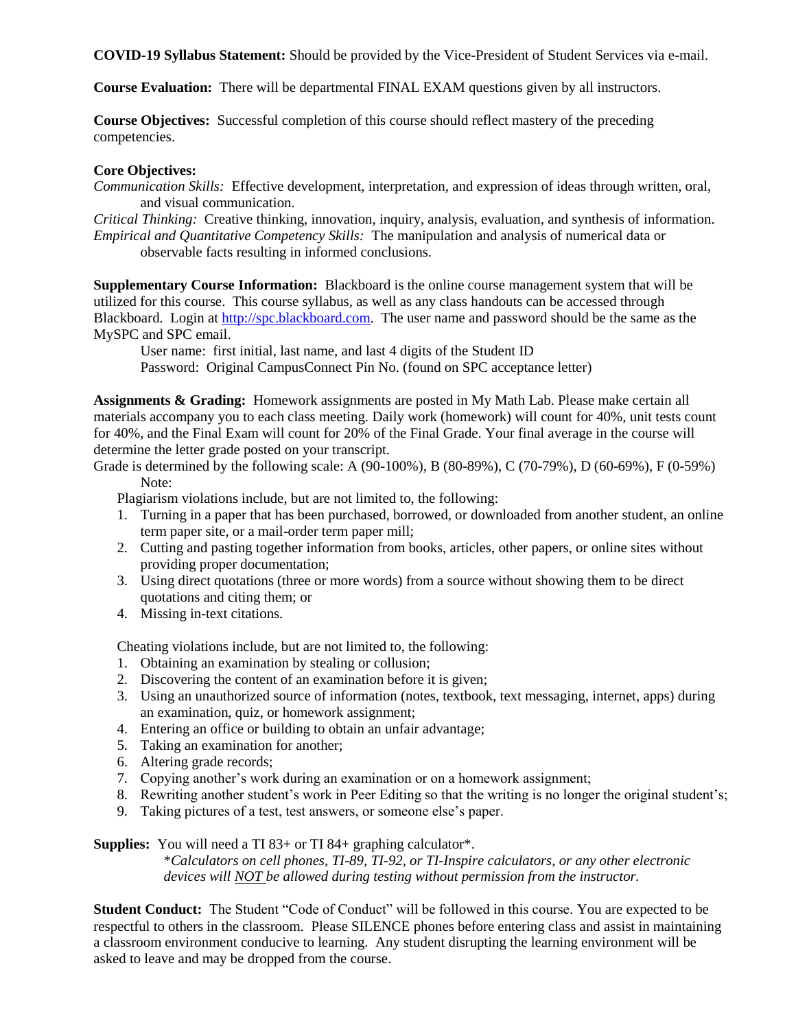**COVID-19 Syllabus Statement:** Should be provided by the Vice-President of Student Services via e-mail.

**Course Evaluation:** There will be departmental FINAL EXAM questions given by all instructors.

**Course Objectives:** Successful completion of this course should reflect mastery of the preceding competencies.

**Core Objectives:**

*Communication Skills:* Effective development, interpretation, and expression of ideas through written, oral, and visual communication.

*Critical Thinking:* Creative thinking, innovation, inquiry, analysis, evaluation, and synthesis of information.

*Empirical and Quantitative Competency Skills:* The manipulation and analysis of numerical data or observable facts resulting in informed conclusions.

**Supplementary Course Information:** Blackboard is the online course management system that will be utilized for this course. This course syllabus, as well as any class handouts can be accessed through Blackboard. Login at [http://spc.blackboard.com](http://spc.blackboard.com). The user name and password should be the same as the MySPC and SPC email.

User name: first initial, last name, and last 4 digits of the Student ID
Password: Original CampusConnect Pin No. (found on SPC acceptance letter)

**Assignments & Grading:** Homework assignments are posted in My Math Lab. Please make certain all materials accompany you to each class meeting. Daily work (homework) will count for 40%, unit tests count for 40%, and the Final Exam will count for 20% of the Final Grade. Your final average in the course will determine the letter grade posted on your transcript.

Grade is determined by the following scale: A (90-100%), B (80-89%), C (70-79%), D (60-69%), F (0-59%)

Note:

Plagiarism violations include, but are not limited to, the following:

1. Turning in a paper that has been purchased, borrowed, or downloaded from another student, an online term paper site, or a mail-order term paper mill;
2. Cutting and pasting together information from books, articles, other papers, or online sites without providing proper documentation;
3. Using direct quotations (three or more words) from a source without showing them to be direct quotations and citing them; or
4. Missing in-text citations.

Cheating violations include, but are not limited to, the following:

1. Obtaining an examination by stealing or collusion;
2. Discovering the content of an examination before it is given;
3. Using an unauthorized source of information (notes, textbook, text messaging, internet, apps) during an examination, quiz, or homework assignment;
4. Entering an office or building to obtain an unfair advantage;
5. Taking an examination for another;
6. Altering grade records;
7. Copying another's work during an examination or on a homework assignment;
8. Rewriting another student's work in Peer Editing so that the writing is no longer the original student's;
9. Taking pictures of a test, test answers, or someone else's paper.

**Supplies:** You will need a TI 83+ or TI 84+ graphing calculator*.

*\*Calculators on cell phones, TI-89, TI-92, or TI-Inspire calculators, or any other electronic devices will <u>NOT</u> be allowed during testing without permission from the instructor.*

**Student Conduct:** The Student "Code of Conduct" will be followed in this course. You are expected to be respectful to others in the classroom. Please SILENCE phones before entering class and assist in maintaining a classroom environment conducive to learning. Any student disrupting the learning environment will be asked to leave and may be dropped from the course.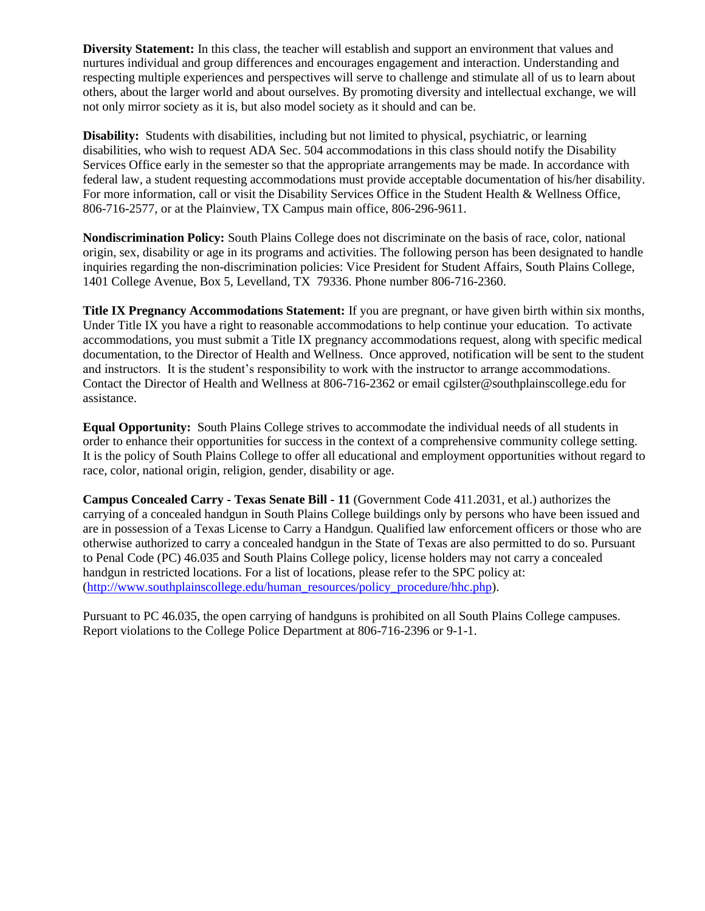**Diversity Statement:** In this class, the teacher will establish and support an environment that values and nurtures individual and group differences and encourages engagement and interaction. Understanding and respecting multiple experiences and perspectives will serve to challenge and stimulate all of us to learn about others, about the larger world and about ourselves. By promoting diversity and intellectual exchange, we will not only mirror society as it is, but also model society as it should and can be.

**Disability:** Students with disabilities, including but not limited to physical, psychiatric, or learning disabilities, who wish to request ADA Sec. 504 accommodations in this class should notify the Disability Services Office early in the semester so that the appropriate arrangements may be made. In accordance with federal law, a student requesting accommodations must provide acceptable documentation of his/her disability. For more information, call or visit the Disability Services Office in the Student Health & Wellness Office, 806-716-2577, or at the Plainview, TX Campus main office, 806-296-9611.

**Nondiscrimination Policy:** South Plains College does not discriminate on the basis of race, color, national origin, sex, disability or age in its programs and activities. The following person has been designated to handle inquiries regarding the non-discrimination policies: Vice President for Student Affairs, South Plains College, 1401 College Avenue, Box 5, Levelland, TX 79336. Phone number 806-716-2360.

**Title IX Pregnancy Accommodations Statement:** If you are pregnant, or have given birth within six months, Under Title IX you have a right to reasonable accommodations to help continue your education. To activate accommodations, you must submit a Title IX pregnancy accommodations request, along with specific medical documentation, to the Director of Health and Wellness. Once approved, notification will be sent to the student and instructors. It is the student's responsibility to work with the instructor to arrange accommodations. Contact the Director of Health and Wellness at 806-716-2362 or email cgilster@southplainscollege.edu for assistance.

**Equal Opportunity:** South Plains College strives to accommodate the individual needs of all students in order to enhance their opportunities for success in the context of a comprehensive community college setting. It is the policy of South Plains College to offer all educational and employment opportunities without regard to race, color, national origin, religion, gender, disability or age.

**Campus Concealed Carry - Texas Senate Bill - 11** (Government Code 411.2031, et al.) authorizes the carrying of a concealed handgun in South Plains College buildings only by persons who have been issued and are in possession of a Texas License to Carry a Handgun. Qualified law enforcement officers or those who are otherwise authorized to carry a concealed handgun in the State of Texas are also permitted to do so. Pursuant to Penal Code (PC) 46.035 and South Plains College policy, license holders may not carry a concealed handgun in restricted locations. For a list of locations, please refer to the SPC policy at: (http://www.southplainscollege.edu/human_resources/policy_procedure/hhc.php).

Pursuant to PC 46.035, the open carrying of handguns is prohibited on all South Plains College campuses. Report violations to the College Police Department at 806-716-2396 or 9-1-1.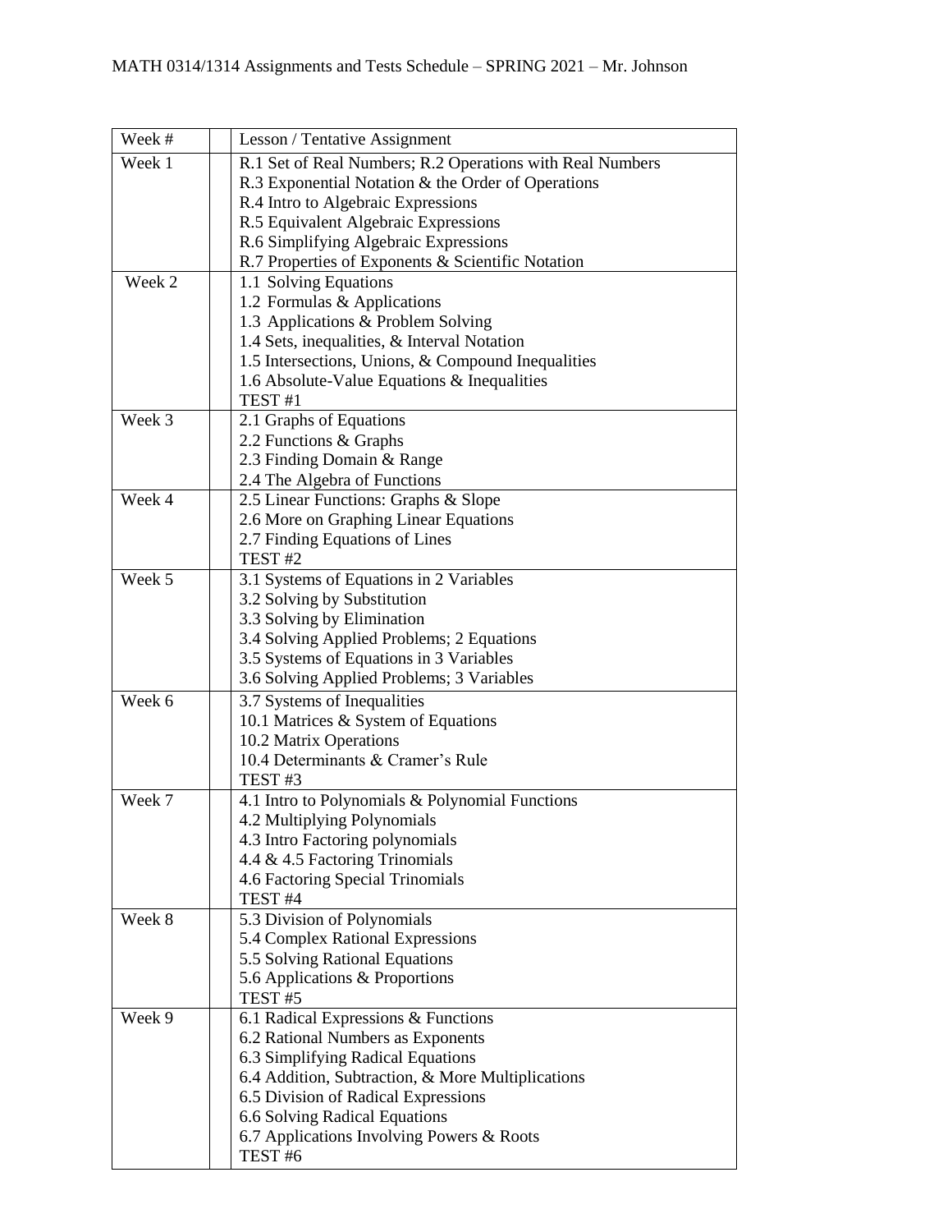MATH 0314/1314 Assignments and Tests Schedule – SPRING 2021 – Mr. Johnson

| Week # | | Lesson / Tentative Assignment |
|---|---|---|
| Week 1 | | R.1 Set of Real Numbers; R.2 Operations with Real Numbers<br>R.3 Exponential Notation & the Order of Operations<br>R.4 Intro to Algebraic Expressions<br>R.5 Equivalent Algebraic Expressions<br>R.6 Simplifying Algebraic Expressions<br>R.7 Properties of Exponents & Scientific Notation |
| Week 2 | | 1.1 Solving Equations<br>1.2 Formulas & Applications<br>1.3 Applications & Problem Solving<br>1.4 Sets, inequalities, & Interval Notation<br>1.5 Intersections, Unions, & Compound Inequalities<br>1.6 Absolute-Value Equations & Inequalities<br>TEST #1 |
| Week 3 | | 2.1 Graphs of Equations<br>2.2 Functions & Graphs<br>2.3 Finding Domain & Range<br>2.4 The Algebra of Functions |
| Week 4 | | 2.5 Linear Functions: Graphs & Slope<br>2.6 More on Graphing Linear Equations<br>2.7 Finding Equations of Lines<br>TEST #2 |
| Week 5 | | 3.1 Systems of Equations in 2 Variables<br>3.2 Solving by Substitution<br>3.3 Solving by Elimination<br>3.4 Solving Applied Problems; 2 Equations<br>3.5 Systems of Equations in 3 Variables<br>3.6 Solving Applied Problems; 3 Variables |
| Week 6 | | 3.7 Systems of Inequalities<br>10.1 Matrices & System of Equations<br>10.2 Matrix Operations<br>10.4 Determinants & Cramer's Rule<br>TEST #3 |
| Week 7 | | 4.1 Intro to Polynomials & Polynomial Functions<br>4.2 Multiplying Polynomials<br>4.3 Intro Factoring polynomials<br>4.4 & 4.5 Factoring Trinomials<br>4.6 Factoring Special Trinomials<br>TEST #4 |
| Week 8 | | 5.3 Division of Polynomials<br>5.4 Complex Rational Expressions<br>5.5 Solving Rational Equations<br>5.6 Applications & Proportions<br>TEST #5 |
| Week 9 | | 6.1 Radical Expressions & Functions<br>6.2 Rational Numbers as Exponents<br>6.3 Simplifying Radical Equations<br>6.4 Addition, Subtraction, & More Multiplications<br>6.5 Division of Radical Expressions<br>6.6 Solving Radical Equations<br>6.7 Applications Involving Powers & Roots<br>TEST #6 |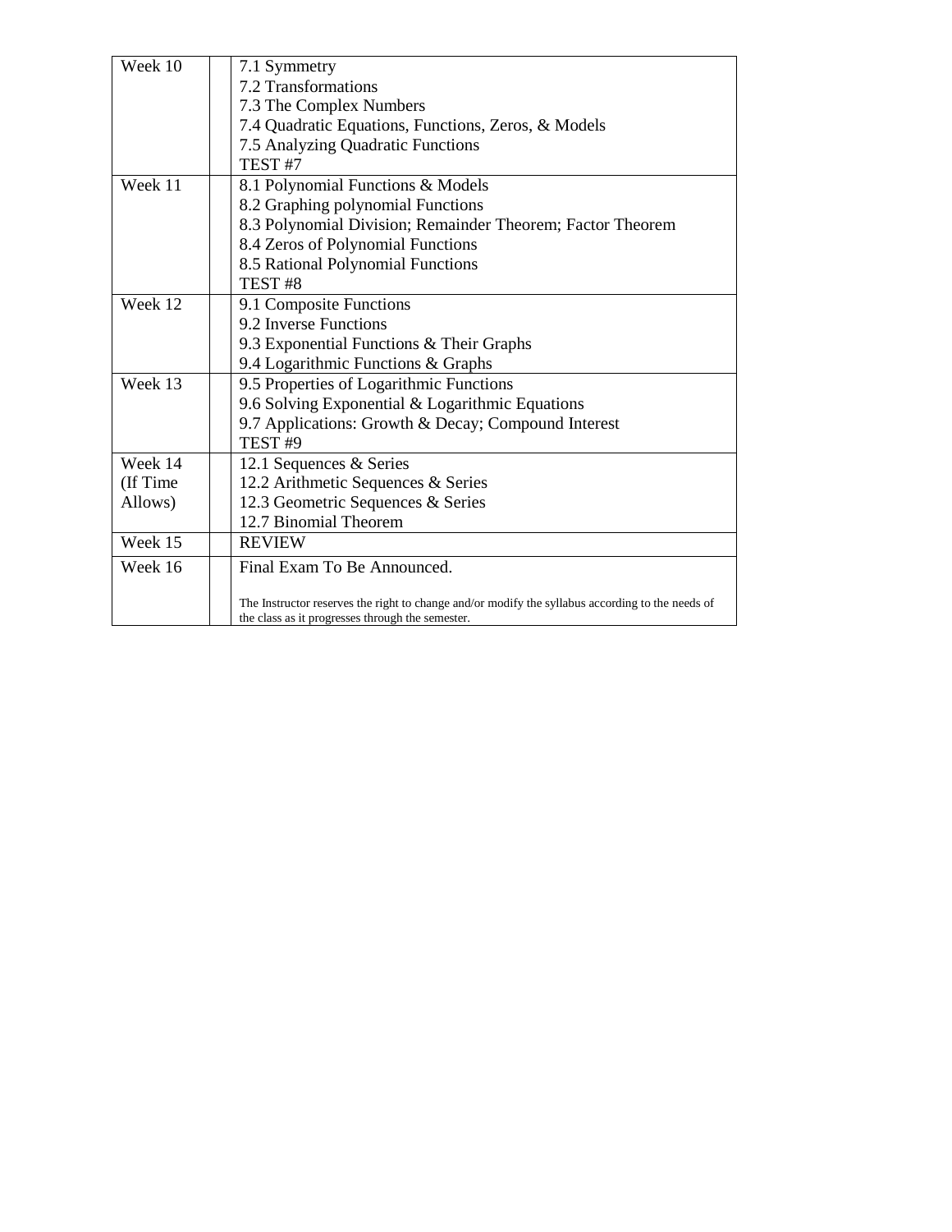| | | |
|---|---|---|
| Week 10 | | 7.1 Symmetry<br>7.2 Transformations<br>7.3 The Complex Numbers<br>7.4 Quadratic Equations, Functions, Zeros, & Models<br>7.5 Analyzing Quadratic Functions<br>TEST #7 |
| Week 11 | | 8.1 Polynomial Functions & Models<br>8.2 Graphing polynomial Functions<br>8.3 Polynomial Division; Remainder Theorem; Factor Theorem<br>8.4 Zeros of Polynomial Functions<br>8.5 Rational Polynomial Functions<br>TEST #8 |
| Week 12 | | 9.1 Composite Functions<br>9.2 Inverse Functions<br>9.3 Exponential Functions & Their Graphs<br>9.4 Logarithmic Functions & Graphs |
| Week 13 | | 9.5 Properties of Logarithmic Functions<br>9.6 Solving Exponential & Logarithmic Equations<br>9.7 Applications: Growth & Decay; Compound Interest<br>TEST #9 |
| Week 14 (If Time Allows) | | 12.1 Sequences & Series<br>12.2 Arithmetic Sequences & Series<br>12.3 Geometric Sequences & Series<br>12.7 Binomial Theorem |
| Week 15 | | REVIEW |
| Week 16 | | Final Exam To Be Announced.<br><br>The Instructor reserves the right to change and/or modify the syllabus according to the needs of the class as it progresses through the semester. |